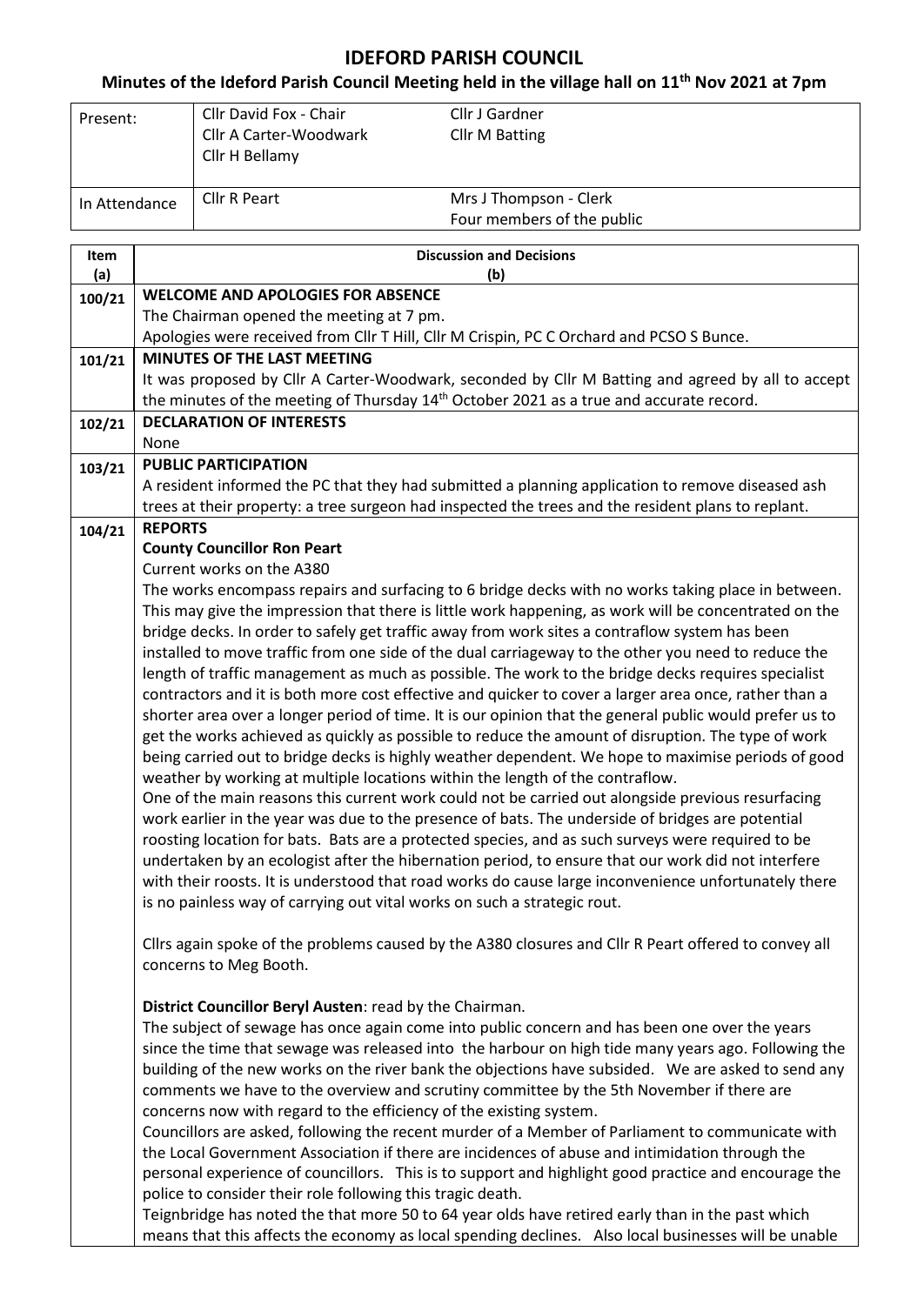# IDEFORD PARISH COUNCIL

## Minutes of the Ideford Parish Council Meeting held in the village hall on 11th Nov 2021 at 7pm

| | | |
|---|---|---|
| Present: | Cllr David Fox - Chair<br>Cllr A Carter-Woodwark<br>Cllr H Bellamy | Cllr J Gardner<br>Cllr M Batting |
| In Attendance | Cllr R Peart | Mrs J Thompson - Clerk<br>Four members of the public |

| Item (a) | Discussion and Decisions (b) |
|---|---|
| 100/21 | **WELCOME AND APOLOGIES FOR ABSENCE**<br>The Chairman opened the meeting at 7 pm.<br>Apologies were received from Cllr T Hill, Cllr M Crispin, PC C Orchard and PCSO S Bunce. |
| 101/21 | **MINUTES OF THE LAST MEETING**<br>It was proposed by Cllr A Carter-Woodwark, seconded by Cllr M Batting and agreed by all to accept the minutes of the meeting of Thursday 14th October 2021 as a true and accurate record. |
| 102/21 | **DECLARATION OF INTERESTS**<br>None |
| 103/21 | **PUBLIC PARTICIPATION**<br>A resident informed the PC that they had submitted a planning application to remove diseased ash trees at their property: a tree surgeon had inspected the trees and the resident plans to replant. |
| 104/21 | **REPORTS**<br>**County Councillor Ron Peart**<br>Current works on the A380<br>The works encompass repairs and surfacing to 6 bridge decks with no works taking place in between. This may give the impression that there is little work happening, as work will be concentrated on the bridge decks. In order to safely get traffic away from work sites a contraflow system has been installed to move traffic from one side of the dual carriageway to the other you need to reduce the length of traffic management as much as possible. The work to the bridge decks requires specialist contractors and it is both more cost effective and quicker to cover a larger area once, rather than a shorter area over a longer period of time. It is our opinion that the general public would prefer us to get the works achieved as quickly as possible to reduce the amount of disruption. The type of work being carried out to bridge decks is highly weather dependent. We hope to maximise periods of good weather by working at multiple locations within the length of the contraflow.<br>One of the main reasons this current work could not be carried out alongside previous resurfacing work earlier in the year was due to the presence of bats. The underside of bridges are potential roosting location for bats. Bats are a protected species, and as such surveys were required to be undertaken by an ecologist after the hibernation period, to ensure that our work did not interfere with their roosts. It is understood that road works do cause large inconvenience unfortunately there is no painless way of carrying out vital works on such a strategic rout.<br><br>Cllrs again spoke of the problems caused by the A380 closures and Cllr R Peart offered to convey all concerns to Meg Booth.<br><br>**District Councillor Beryl Austen**: read by the Chairman.<br>The subject of sewage has once again come into public concern and has been one over the years since the time that sewage was released into the harbour on high tide many years ago. Following the building of the new works on the river bank the objections have subsided. We are asked to send any comments we have to the overview and scrutiny committee by the 5th November if there are concerns now with regard to the efficiency of the existing system.<br>Councillors are asked, following the recent murder of a Member of Parliament to communicate with the Local Government Association if there are incidences of abuse and intimidation through the personal experience of councillors. This is to support and highlight good practice and encourage the police to consider their role following this tragic death.<br>Teignbridge has noted the that more 50 to 64 year olds have retired early than in the past which means that this affects the economy as local spending declines. Also local businesses will be unable |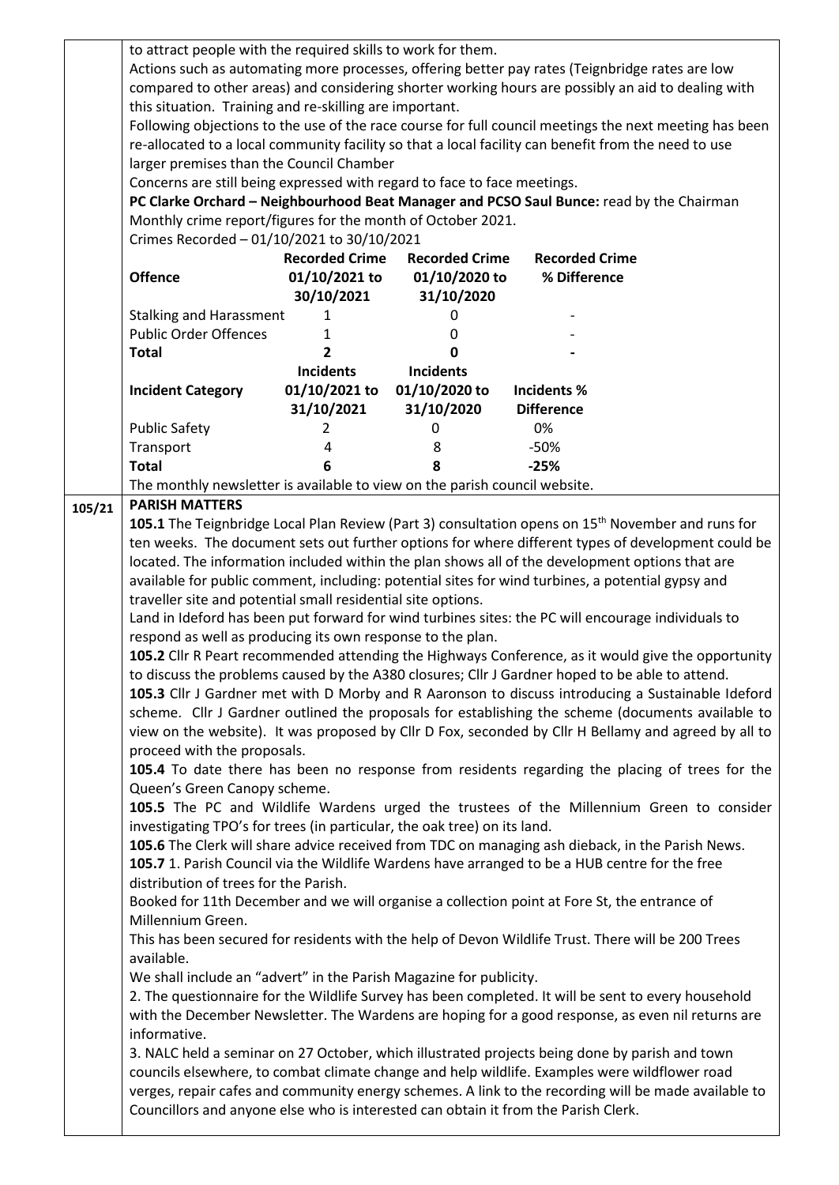to attract people with the required skills to work for them.

Actions such as automating more processes, offering better pay rates (Teignbridge rates are low compared to other areas) and considering shorter working hours are possibly an aid to dealing with this situation. Training and re-skilling are important.

Following objections to the use of the race course for full council meetings the next meeting has been re-allocated to a local community facility so that a local facility can benefit from the need to use larger premises than the Council Chamber

Concerns are still being expressed with regard to face to face meetings.

**PC Clarke Orchard – Neighbourhood Beat Manager and PCSO Saul Bunce:** read by the Chairman

Monthly crime report/figures for the month of October 2021.

Crimes Recorded – 01/10/2021 to 30/10/2021

| **Offence** | **Recorded Crime 01/10/2021 to 30/10/2021** | **Recorded Crime 01/10/2020 to 31/10/2020** | **Recorded Crime % Difference** |
|---|---|---|---|
| Stalking and Harassment | 1 | 0 | - |
| Public Order Offences | 1 | 0 | - |
| **Total** | **2** | **0** | **-** |

| **Incident Category** | **Incidents 01/10/2021 to 31/10/2021** | **Incidents 01/10/2020 to 31/10/2020** | **Incidents % Difference** |
|---|---|---|---|
| Public Safety | 2 | 0 | 0% |
| Transport | 4 | 8 | -50% |
| **Total** | **6** | **8** | **-25%** |

The monthly newsletter is available to view on the parish council website.

**105/21 PARISH MATTERS**

**105.1** The Teignbridge Local Plan Review (Part 3) consultation opens on 15th November and runs for ten weeks. The document sets out further options for where different types of development could be located. The information included within the plan shows all of the development options that are available for public comment, including: potential sites for wind turbines, a potential gypsy and traveller site and potential small residential site options.

Land in Ideford has been put forward for wind turbines sites: the PC will encourage individuals to respond as well as producing its own response to the plan.

**105.2** Cllr R Peart recommended attending the Highways Conference, as it would give the opportunity to discuss the problems caused by the A380 closures; Cllr J Gardner hoped to be able to attend.

**105.3** Cllr J Gardner met with D Morby and R Aaronson to discuss introducing a Sustainable Ideford scheme. Cllr J Gardner outlined the proposals for establishing the scheme (documents available to view on the website). It was proposed by Cllr D Fox, seconded by Cllr H Bellamy and agreed by all to proceed with the proposals.

**105.4** To date there has been no response from residents regarding the placing of trees for the Queen's Green Canopy scheme.

**105.5** The PC and Wildlife Wardens urged the trustees of the Millennium Green to consider investigating TPO's for trees (in particular, the oak tree) on its land.

**105.6** The Clerk will share advice received from TDC on managing ash dieback, in the Parish News.

**105.7** 1. Parish Council via the Wildlife Wardens have arranged to be a HUB centre for the free distribution of trees for the Parish.

Booked for 11th December and we will organise a collection point at Fore St, the entrance of Millennium Green.

This has been secured for residents with the help of Devon Wildlife Trust. There will be 200 Trees available.

We shall include an "advert" in the Parish Magazine for publicity.

2. The questionnaire for the Wildlife Survey has been completed. It will be sent to every household with the December Newsletter. The Wardens are hoping for a good response, as even nil returns are informative.

3. NALC held a seminar on 27 October, which illustrated projects being done by parish and town councils elsewhere, to combat climate change and help wildlife. Examples were wildflower road verges, repair cafes and community energy schemes. A link to the recording will be made available to Councillors and anyone else who is interested can obtain it from the Parish Clerk.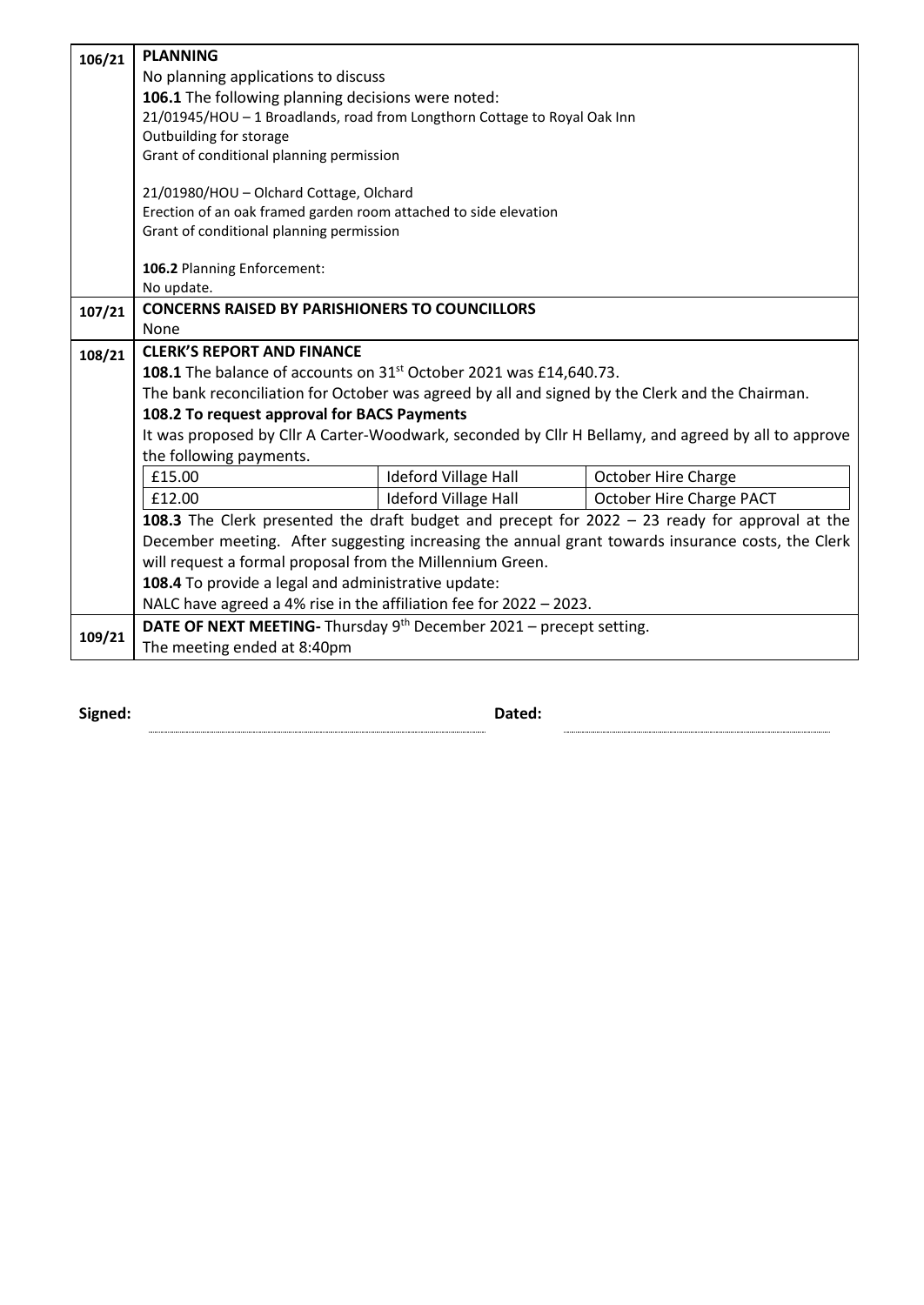| | |
|---|---|
| 106/21 | **PLANNING**<br>No planning applications to discuss<br>**106.1** The following planning decisions were noted:<br>21/01945/HOU – 1 Broadlands, road from Longthorn Cottage to Royal Oak Inn<br>Outbuilding for storage<br>Grant of conditional planning permission<br><br>21/01980/HOU – Olchard Cottage, Olchard<br>Erection of an oak framed garden room attached to side elevation<br>Grant of conditional planning permission<br><br>**106.2** Planning Enforcement:<br>No update. |
| 107/21 | **CONCERNS RAISED BY PARISHIONERS TO COUNCILLORS**<br>None |
| 108/21 | **CLERK'S REPORT AND FINANCE**<br>**108.1** The balance of accounts on 31st October 2021 was £14,640.73.<br>The bank reconciliation for October was agreed by all and signed by the Clerk and the Chairman.<br>**108.2 To request approval for BACS Payments**<br>It was proposed by Cllr A Carter-Woodwark, seconded by Cllr H Bellamy, and agreed by all to approve the following payments.<br>£15.00 — Ideford Village Hall — October Hire Charge<br>£12.00 — Ideford Village Hall — October Hire Charge PACT<br>**108.3** The Clerk presented the draft budget and precept for 2022 – 23 ready for approval at the December meeting. After suggesting increasing the annual grant towards insurance costs, the Clerk will request a formal proposal from the Millennium Green.<br>**108.4** To provide a legal and administrative update:<br>NALC have agreed a 4% rise in the affiliation fee for 2022 – 2023. |
| 109/21 | **DATE OF NEXT MEETING-** Thursday 9th December 2021 – precept setting.<br>The meeting ended at 8:40pm |

**Signed:** ............................................ **Dated:** ............................................